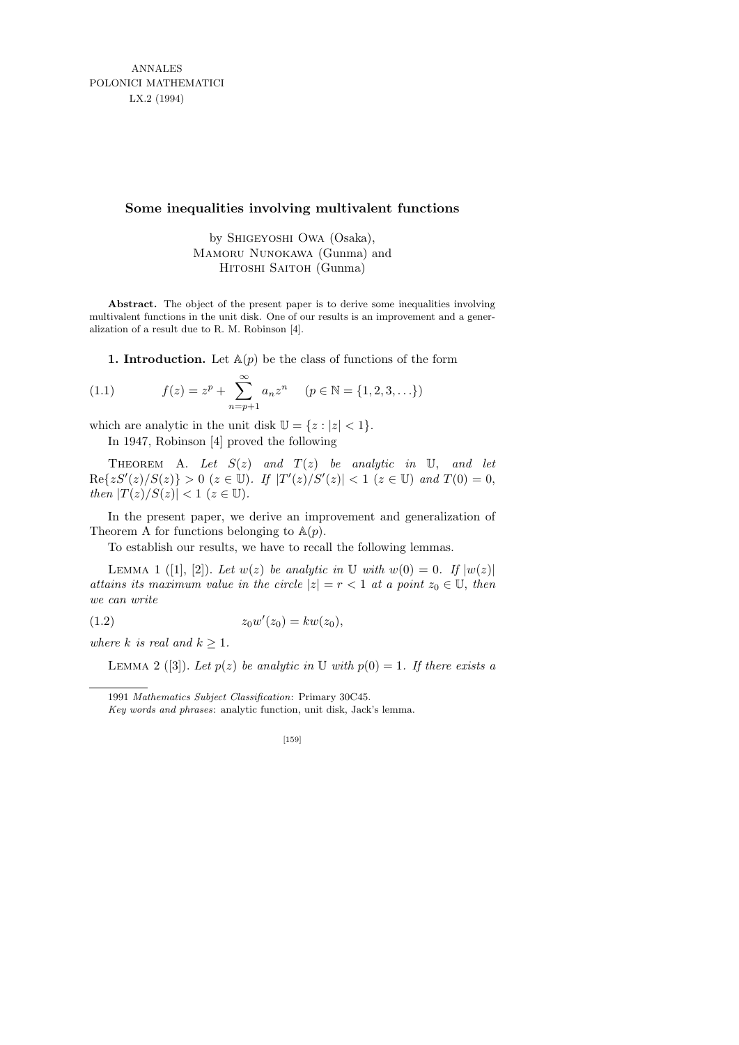ANNALES
POLONICI MATHEMATICI
LX.2 (1994)

# Some inequalities involving multivalent functions

by Shigeyoshi Owa (Osaka),
Mamoru Nunokawa (Gunma) and
Hitoshi Saitoh (Gunma)

**Abstract.** The object of the present paper is to derive some inequalities involving multivalent functions in the unit disk. One of our results is an improvement and a generalization of a result due to R. M. Robinson [4].

**1. Introduction.** Let $\mathbb{A}(p)$ be the class of functions of the form

$$f(z) = z^p + \sum_{n=p+1}^{\infty} a_n z^n \quad (p \in \mathbb{N} = \{1, 2, 3, \ldots\}) \tag{1.1}$$

which are analytic in the unit disk $\mathbb{U} = \{z : |z| < 1\}$.

In 1947, Robinson [4] proved the following

Theorem A. *Let $S(z)$ and $T(z)$ be analytic in $\mathbb{U}$, and let $\mathrm{Re}\{zS'(z)/S(z)\} > 0$ $(z \in \mathbb{U})$. If $|T'(z)/S'(z)| < 1$ $(z \in \mathbb{U})$ and $T(0) = 0$, then $|T(z)/S(z)| < 1$ $(z \in \mathbb{U})$.*

In the present paper, we derive an improvement and generalization of Theorem A for functions belonging to $\mathbb{A}(p)$.

To establish our results, we have to recall the following lemmas.

Lemma 1 ([1], [2]). *Let $w(z)$ be analytic in $\mathbb{U}$ with $w(0) = 0$. If $|w(z)|$ attains its maximum value in the circle $|z| = r < 1$ at a point $z_0 \in \mathbb{U}$, then we can write*

$$z_0 w'(z_0) = k w(z_0), \tag{1.2}$$

*where $k$ is real and $k \geq 1$.*

Lemma 2 ([3]). *Let $p(z)$ be analytic in $\mathbb{U}$ with $p(0) = 1$. If there exists a*

---

1991 *Mathematics Subject Classification*: Primary 30C45.

*Key words and phrases*: analytic function, unit disk, Jack's lemma.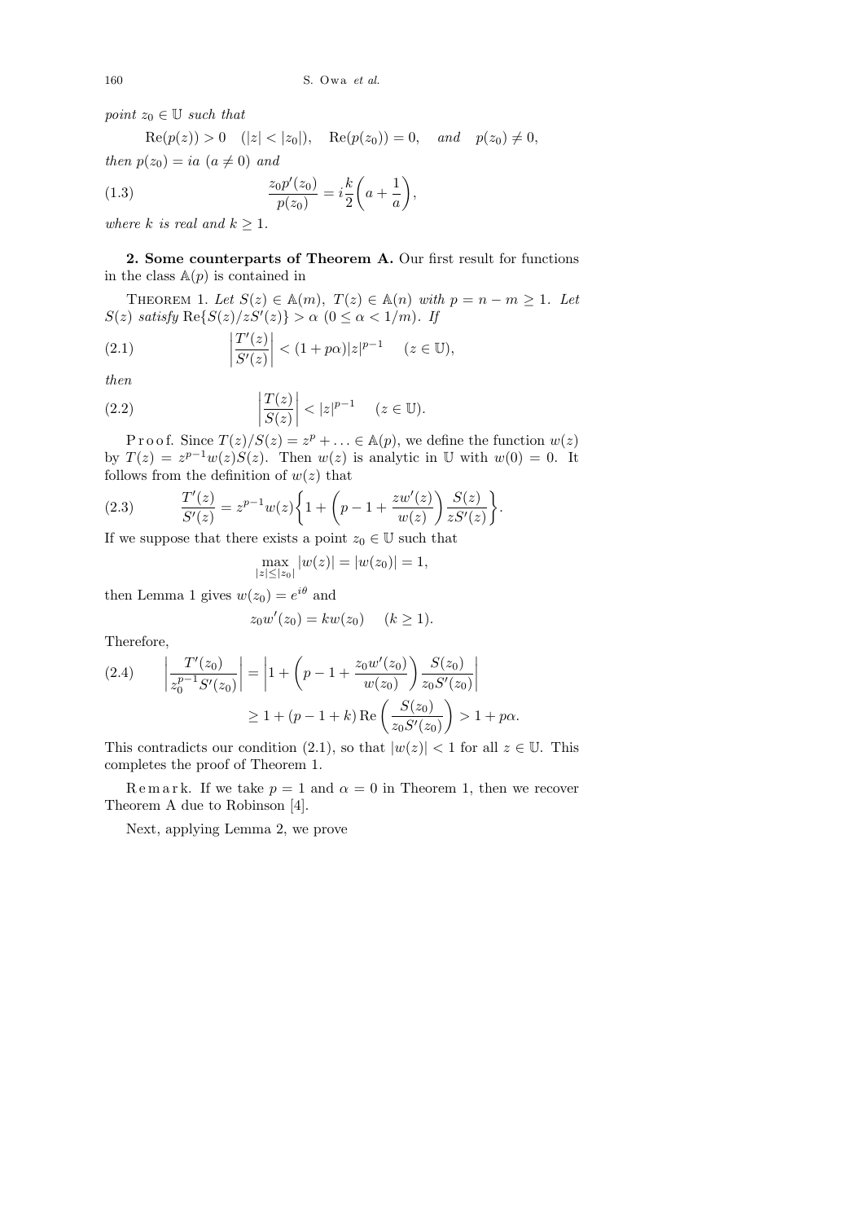*point* $z_0 \in \mathbb{U}$ *such that*

$$\mathrm{Re}(p(z)) > 0 \quad (|z| < |z_0|), \quad \mathrm{Re}(p(z_0)) = 0, \quad \textit{and} \quad p(z_0) \neq 0,$$

*then* $p(z_0) = ia$ $(a \neq 0)$ *and*

$$\frac{z_0 p'(z_0)}{p(z_0)} = i\frac{k}{2}\left(a + \frac{1}{a}\right), \tag{1.3}$$

*where* $k$ *is real and* $k \geq 1$.

**2. Some counterparts of Theorem A.** Our first result for functions in the class $\mathbb{A}(p)$ is contained in

THEOREM 1. *Let* $S(z) \in \mathbb{A}(m)$, $T(z) \in \mathbb{A}(n)$ *with* $p = n - m \geq 1$. *Let* $S(z)$ *satisfy* $\mathrm{Re}\{S(z)/zS'(z)\} > \alpha$ $(0 \leq \alpha < 1/m)$. *If*

$$\left|\frac{T'(z)}{S'(z)}\right| < (1 + p\alpha)|z|^{p-1} \quad (z \in \mathbb{U}), \tag{2.1}$$

*then*

$$\left|\frac{T(z)}{S(z)}\right| < |z|^{p-1} \quad (z \in \mathbb{U}). \tag{2.2}$$

Proof. Since $T(z)/S(z) = z^p + \ldots \in \mathbb{A}(p)$, we define the function $w(z)$ by $T(z) = z^{p-1}w(z)S(z)$. Then $w(z)$ is analytic in $\mathbb{U}$ with $w(0) = 0$. It follows from the definition of $w(z)$ that

$$\frac{T'(z)}{S'(z)} = z^{p-1}w(z)\left\{1 + \left(p - 1 + \frac{zw'(z)}{w(z)}\right)\frac{S(z)}{zS'(z)}\right\}. \tag{2.3}$$

If we suppose that there exists a point $z_0 \in \mathbb{U}$ such that

$$\max_{|z| \leq |z_0|} |w(z)| = |w(z_0)| = 1,$$

then Lemma 1 gives $w(z_0) = e^{i\theta}$ and

$$z_0 w'(z_0) = kw(z_0) \quad (k \geq 1).$$

Therefore,

$$\begin{aligned} \left|\frac{T'(z_0)}{z_0^{p-1}S'(z_0)}\right| &= \left|1 + \left(p - 1 + \frac{z_0 w'(z_0)}{w(z_0)}\right)\frac{S(z_0)}{z_0 S'(z_0)}\right| \\ &\geq 1 + (p - 1 + k)\,\mathrm{Re}\left(\frac{S(z_0)}{z_0 S'(z_0)}\right) > 1 + p\alpha. \end{aligned} \tag{2.4}$$

This contradicts our condition (2.1), so that $|w(z)| < 1$ for all $z \in \mathbb{U}$. This completes the proof of Theorem 1.

Remark. If we take $p = 1$ and $\alpha = 0$ in Theorem 1, then we recover Theorem A due to Robinson [4].

Next, applying Lemma 2, we prove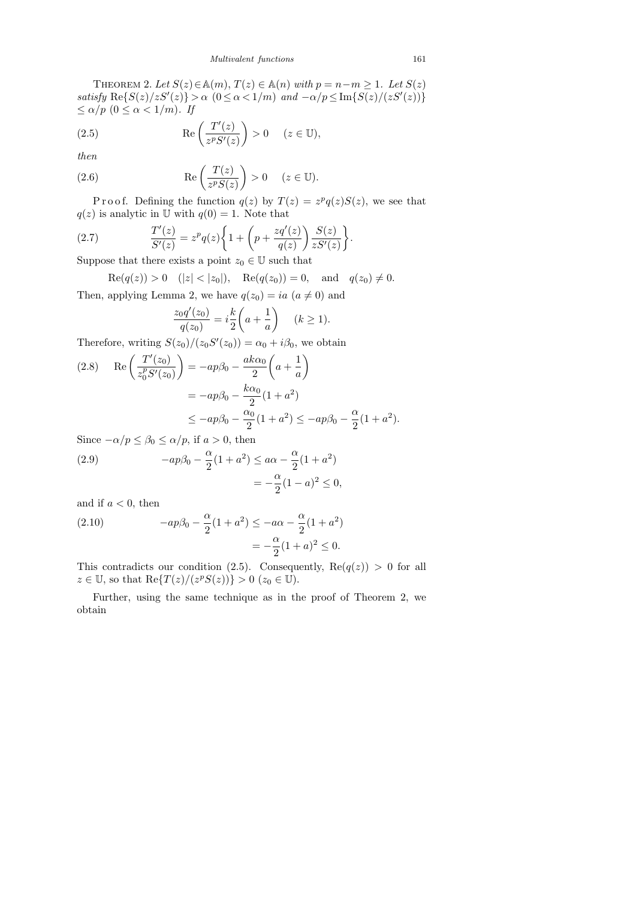THEOREM 2. *Let $S(z) \in \mathbb{A}(m)$, $T(z) \in \mathbb{A}(n)$ with $p = n - m \geq 1$. Let $S(z)$ satisfy $\operatorname{Re}\{S(z)/zS'(z)\} > \alpha$ $(0 \leq \alpha < 1/m)$ and $-\alpha/p \leq \operatorname{Im}\{S(z)/(zS'(z))\} \leq \alpha/p$ $(0 \leq \alpha < 1/m)$. If*

$$\operatorname{Re}\left(\frac{T'(z)}{z^p S'(z)}\right) > 0 \quad (z \in \mathbb{U}), \tag{2.5}$$

*then*

$$\operatorname{Re}\left(\frac{T(z)}{z^p S(z)}\right) > 0 \quad (z \in \mathbb{U}). \tag{2.6}$$

Proof. Defining the function $q(z)$ by $T(z) = z^p q(z) S(z)$, we see that $q(z)$ is analytic in $\mathbb{U}$ with $q(0) = 1$. Note that

$$\frac{T'(z)}{S'(z)} = z^p q(z) \left\{ 1 + \left( p + \frac{zq'(z)}{q(z)} \right) \frac{S(z)}{zS'(z)} \right\}. \tag{2.7}$$

Suppose that there exists a point $z_0 \in \mathbb{U}$ such that

$$\operatorname{Re}(q(z)) > 0 \quad (|z| < |z_0|), \quad \operatorname{Re}(q(z_0)) = 0, \quad \text{and} \quad q(z_0) \neq 0.$$

Then, applying Lemma 2, we have $q(z_0) = ia$ $(a \neq 0)$ and

$$\frac{z_0 q'(z_0)}{q(z_0)} = i\frac{k}{2}\left(a + \frac{1}{a}\right) \quad (k \geq 1).$$

Therefore, writing $S(z_0)/(z_0 S'(z_0)) = \alpha_0 + i\beta_0$, we obtain

$$\begin{aligned} \operatorname{Re}\left(\frac{T'(z_0)}{z_0^p S'(z_0)}\right) &= -ap\beta_0 - \frac{ak\alpha_0}{2}\left(a + \frac{1}{a}\right) \\ &= -ap\beta_0 - \frac{k\alpha_0}{2}(1 + a^2) \\ &\leq -ap\beta_0 - \frac{\alpha_0}{2}(1 + a^2) \leq -ap\beta_0 - \frac{\alpha}{2}(1 + a^2). \end{aligned} \tag{2.8}$$

Since $-\alpha/p \leq \beta_0 \leq \alpha/p$, if $a > 0$, then

$$\begin{aligned} -ap\beta_0 - \frac{\alpha}{2}(1 + a^2) &\leq a\alpha - \frac{\alpha}{2}(1 + a^2) \\ &= -\frac{\alpha}{2}(1 - a)^2 \leq 0, \end{aligned} \tag{2.9}$$

and if $a < 0$, then

$$\begin{aligned} -ap\beta_0 - \frac{\alpha}{2}(1 + a^2) &\leq -a\alpha - \frac{\alpha}{2}(1 + a^2) \\ &= -\frac{\alpha}{2}(1 + a)^2 \leq 0. \end{aligned} \tag{2.10}$$

This contradicts our condition (2.5). Consequently, $\operatorname{Re}(q(z)) > 0$ for all $z \in \mathbb{U}$, so that $\operatorname{Re}\{T(z)/(z^p S(z))\} > 0$ $(z_0 \in \mathbb{U})$.

Further, using the same technique as in the proof of Theorem 2, we obtain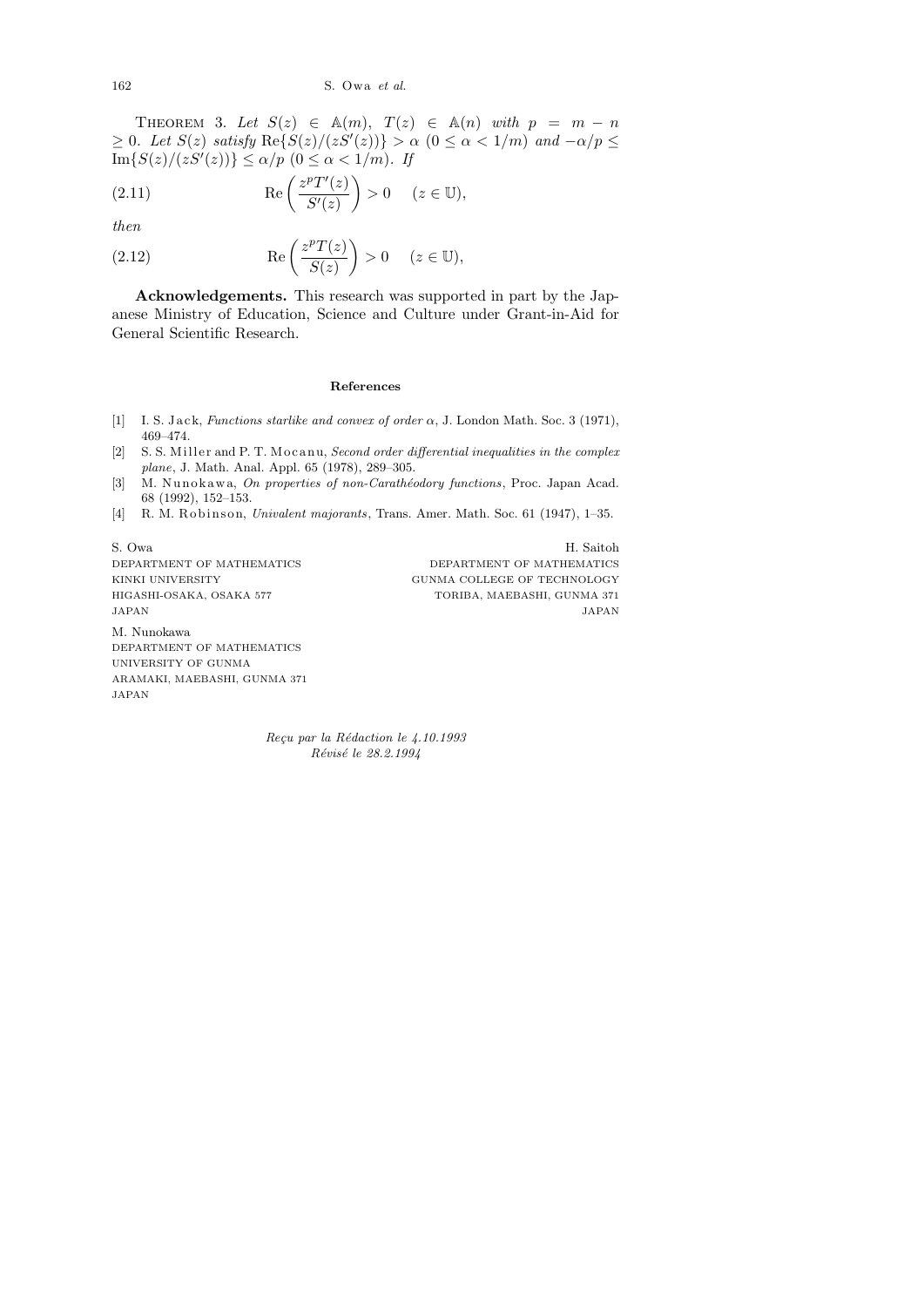THEOREM 3. *Let $S(z) \in \mathbb{A}(m)$, $T(z) \in \mathbb{A}(n)$ with $p = m - n \geq 0$. Let $S(z)$ satisfy $\operatorname{Re}\{S(z)/(zS'(z))\} > \alpha$ $(0 \leq \alpha < 1/m)$ and $-\alpha/p \leq \operatorname{Im}\{S(z)/(zS'(z))\} \leq \alpha/p$ $(0 \leq \alpha < 1/m)$. If*

$$\operatorname{Re}\left(\frac{z^p T'(z)}{S'(z)}\right) > 0 \quad (z \in \mathbb{U}), \tag{2.11}$$

*then*

$$\operatorname{Re}\left(\frac{z^p T(z)}{S(z)}\right) > 0 \quad (z \in \mathbb{U}), \tag{2.12}$$

**Acknowledgements.** This research was supported in part by the Japanese Ministry of Education, Science and Culture under Grant-in-Aid for General Scientific Research.

## References

[1] I. S. Jack, *Functions starlike and convex of order $\alpha$*, J. London Math. Soc. 3 (1971), 469–474.

[2] S. S. Miller and P. T. Mocanu, *Second order differential inequalities in the complex plane*, J. Math. Anal. Appl. 65 (1978), 289–305.

[3] M. Nunokawa, *On properties of non-Carathéodory functions*, Proc. Japan Acad. 68 (1992), 152–153.

[4] R. M. Robinson, *Univalent majorants*, Trans. Amer. Math. Soc. 61 (1947), 1–35.

S. Owa
DEPARTMENT OF MATHEMATICS
KINKI UNIVERSITY
HIGASHI-OSAKA, OSAKA 577
JAPAN

H. Saitoh
DEPARTMENT OF MATHEMATICS
GUNMA COLLEGE OF TECHNOLOGY
TORIBA, MAEBASHI, GUNMA 371
JAPAN

M. Nunokawa
DEPARTMENT OF MATHEMATICS
UNIVERSITY OF GUNMA
ARAMAKI, MAEBASHI, GUNMA 371
JAPAN

*Reçu par la Rédaction le 4.10.1993*
*Révisé le 28.2.1994*